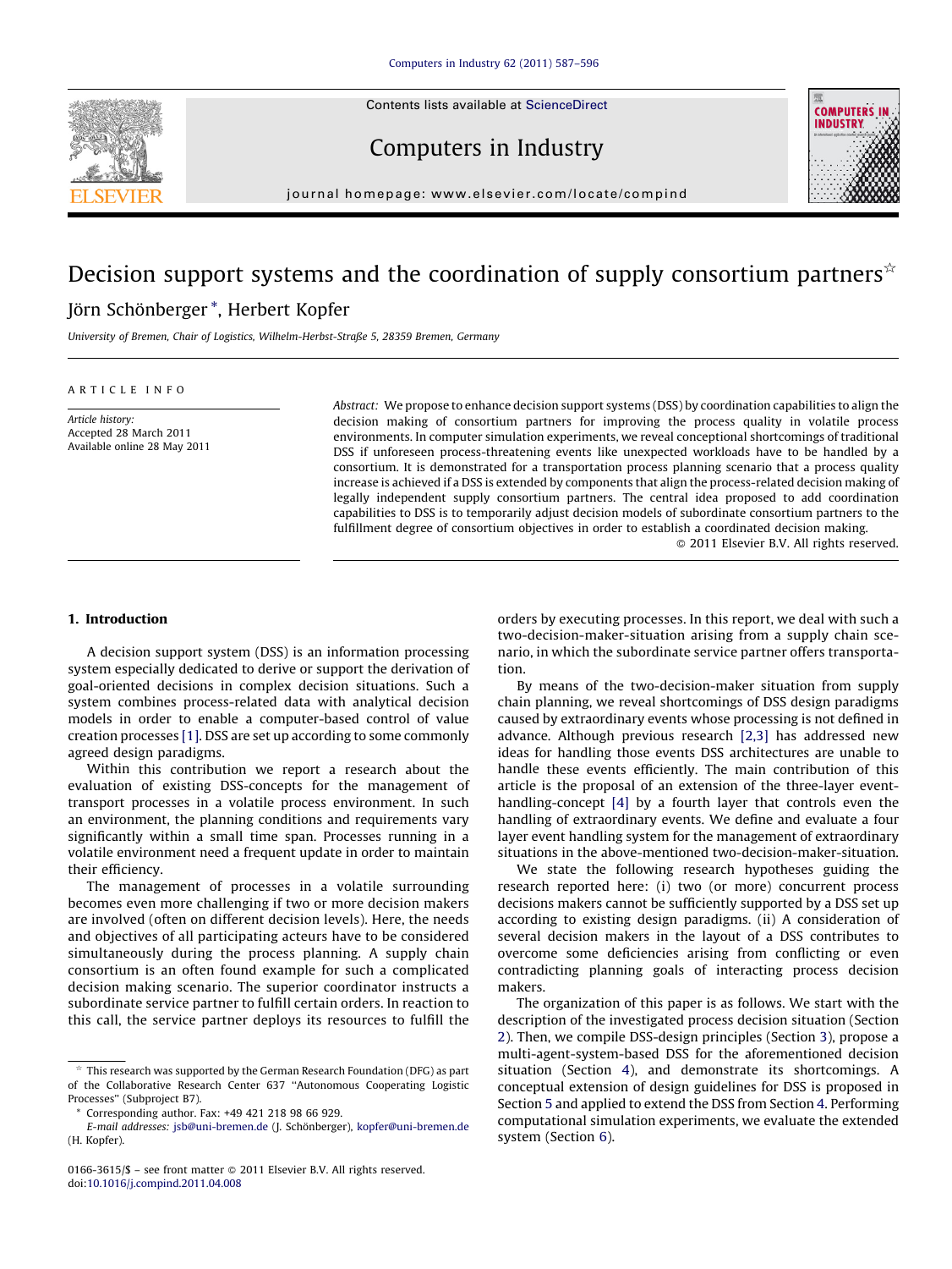# Decision support systems and the coordination of supply consortium partners☆

Jörn Schönberger *, Herbert Kopfer

University of Bremen, Chair of Logistics, Wilhelm-Herbst-Straße 5, 28359 Bremen, Germany

ARTICLE INFO

*Article history:*
Accepted 28 March 2011
Available online 28 May 2011

*Abstract:* We propose to enhance decision support systems (DSS) by coordination capabilities to align the decision making of consortium partners for improving the process quality in volatile process environments. In computer simulation experiments, we reveal conceptional shortcomings of traditional DSS if unforeseen process-threatening events like unexpected workloads have to be handled by a consortium. It is demonstrated for a transportation process planning scenario that a process quality increase is achieved if a DSS is extended by components that align the process-related decision making of legally independent supply consortium partners. The central idea proposed to add coordination capabilities to DSS is to temporarily adjust decision models of subordinate consortium partners to the fulfillment degree of consortium objectives in order to establish a coordinated decision making.

© 2011 Elsevier B.V. All rights reserved.

## 1. Introduction

A decision support system (DSS) is an information processing system especially dedicated to derive or support the derivation of goal-oriented decisions in complex decision situations. Such a system combines process-related data with analytical decision models in order to enable a computer-based control of value creation processes [1]. DSS are set up according to some commonly agreed design paradigms.

Within this contribution we report a research about the evaluation of existing DSS-concepts for the management of transport processes in a volatile process environment. In such an environment, the planning conditions and requirements vary significantly within a small time span. Processes running in a volatile environment need a frequent update in order to maintain their efficiency.

The management of processes in a volatile surrounding becomes even more challenging if two or more decision makers are involved (often on different decision levels). Here, the needs and objectives of all participating acteurs have to be considered simultaneously during the process planning. A supply chain consortium is an often found example for such a complicated decision making scenario. The superior coordinator instructs a subordinate service partner to fulfill certain orders. In reaction to this call, the service partner deploys its resources to fulfill the orders by executing processes. In this report, we deal with such a two-decision-maker-situation arising from a supply chain scenario, in which the subordinate service partner offers transportation.

By means of the two-decision-maker situation from supply chain planning, we reveal shortcomings of DSS design paradigms caused by extraordinary events whose processing is not defined in advance. Although previous research [2,3] has addressed new ideas for handling those events DSS architectures are unable to handle these events efficiently. The main contribution of this article is the proposal of an extension of the three-layer event-handling-concept [4] by a fourth layer that controls even the handling of extraordinary events. We define and evaluate a four layer event handling system for the management of extraordinary situations in the above-mentioned two-decision-maker-situation.

We state the following research hypotheses guiding the research reported here: (i) two (or more) concurrent process decisions makers cannot be sufficiently supported by a DSS set up according to existing design paradigms. (ii) A consideration of several decision makers in the layout of a DSS contributes to overcome some deficiencies arising from conflicting or even contradicting planning goals of interacting process decision makers.

The organization of this paper is as follows. We start with the description of the investigated process decision situation (Section 2). Then, we compile DSS-design principles (Section 3), propose a multi-agent-system-based DSS for the aforementioned decision situation (Section 4), and demonstrate its shortcomings. A conceptual extension of design guidelines for DSS is proposed in Section 5 and applied to extend the DSS from Section 4. Performing computational simulation experiments, we evaluate the extended system (Section 6).

---

☆ This research was supported by the German Research Foundation (DFG) as part of the Collaborative Research Center 637 "Autonomous Cooperating Logistic Processes" (Subproject B7).

\* Corresponding author. Fax: +49 421 218 98 66 929.
E-mail addresses: jsb@uni-bremen.de (J. Schönberger), kopfer@uni-bremen.de (H. Kopfer).

0166-3615/$ – see front matter © 2011 Elsevier B.V. All rights reserved.
doi:10.1016/j.compind.2011.04.008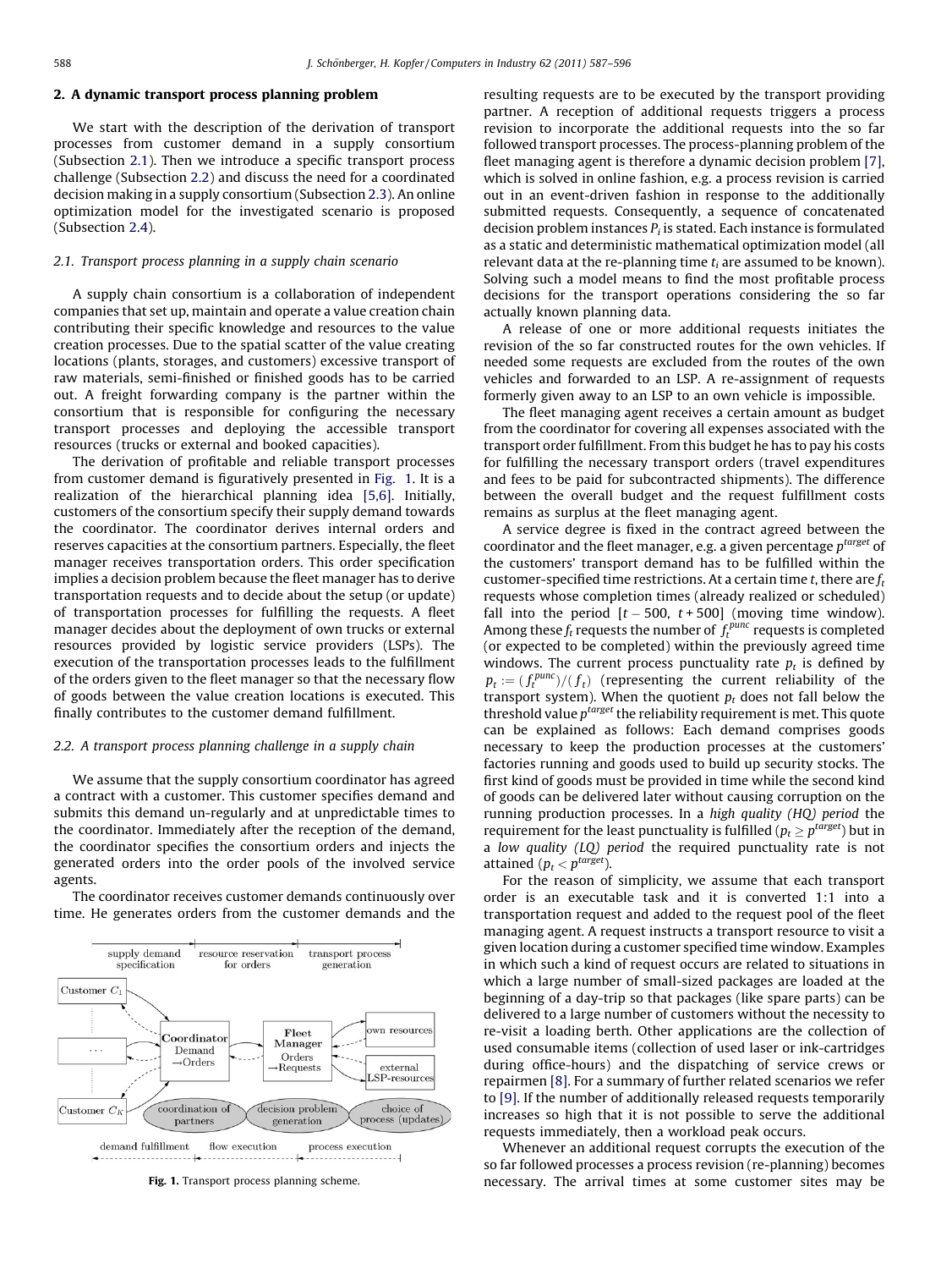## 2. A dynamic transport process planning problem

We start with the description of the derivation of transport processes from customer demand in a supply consortium (Subsection 2.1). Then we introduce a specific transport process challenge (Subsection 2.2) and discuss the need for a coordinated decision making in a supply consortium (Subsection 2.3). An online optimization model for the investigated scenario is proposed (Subsection 2.4).

### 2.1. Transport process planning in a supply chain scenario

A supply chain consortium is a collaboration of independent companies that set up, maintain and operate a value creation chain contributing their specific knowledge and resources to the value creation processes. Due to the spatial scatter of the value creating locations (plants, storages, and customers) excessive transport of raw materials, semi-finished or finished goods has to be carried out. A freight forwarding company is the partner within the consortium that is responsible for configuring the necessary transport processes and deploying the accessible transport resources (trucks or external and booked capacities).

The derivation of profitable and reliable transport processes from customer demand is figuratively presented in Fig. 1. It is a realization of the hierarchical planning idea [5,6]. Initially, customers of the consortium specify their supply demand towards the coordinator. The coordinator derives internal orders and reserves capacities at the consortium partners. Especially, the fleet manager receives transportation orders. This order specification implies a decision problem because the fleet manager has to derive transportation requests and to decide about the setup (or update) of transportation processes for fulfilling the requests. A fleet manager decides about the deployment of own trucks or external resources provided by logistic service providers (LSPs). The execution of the transportation processes leads to the fulfillment of the orders given to the fleet manager so that the necessary flow of goods between the value creation locations is executed. This finally contributes to the customer demand fulfillment.

### 2.2. A transport process planning challenge in a supply chain

We assume that the supply consortium coordinator has agreed a contract with a customer. This customer specifies demand and submits this demand un-regularly and at unpredictable times to the coordinator. Immediately after the reception of the demand, the coordinator specifies the consortium orders and injects the generated orders into the order pools of the involved service agents.

The coordinator receives customer demands continuously over time. He generates orders from the customer demands and the

supply demand specification
resource reservation for orders
transport process generation
Customer $C_1$
...
Customer $C_K$
Coordinator
Demand
→Orders
Fleet Manager
Orders
→Requests
own resources
external LSP-resources
coordination of partners
decision problem generation
choice of process (updates)
demand fulfillment
flow execution
process execution

Fig. 1. Transport process planning scheme.

resulting requests are to be executed by the transport providing partner. A reception of additional requests triggers a process revision to incorporate the additional requests into the so far followed transport processes. The process-planning problem of the fleet managing agent is therefore a dynamic decision problem [7], which is solved in online fashion, e.g. a process revision is carried out in an event-driven fashion in response to the additionally submitted requests. Consequently, a sequence of concatenated decision problem instances $P_i$ is stated. Each instance is formulated as a static and deterministic mathematical optimization model (all relevant data at the re-planning time $t_i$ are assumed to be known). Solving such a model means to find the most profitable process decisions for the transport operations considering the so far actually known planning data.

A release of one or more additional requests initiates the revision of the so far constructed routes for the own vehicles. If needed some requests are excluded from the routes of the own vehicles and forwarded to an LSP. A re-assignment of requests formerly given away to an LSP to an own vehicle is impossible.

The fleet managing agent receives a certain amount as budget from the coordinator for covering all expenses associated with the transport order fulfillment. From this budget he has to pay his costs for fulfilling the necessary transport orders (travel expenditures and fees to be paid for subcontracted shipments). The difference between the overall budget and the request fulfillment costs remains as surplus at the fleet managing agent.

A service degree is fixed in the contract agreed between the coordinator and the fleet manager, e.g. a given percentage $p^{target}$ of the customers' transport demand has to be fulfilled within the customer-specified time restrictions. At a certain time $t$, there are $f_t$ requests whose completion times (already realized or scheduled) fall into the period $[t - 500, t + 500]$ (moving time window). Among these $f_t$ requests the number of $f_t^{punc}$ requests is completed (or expected to be completed) within the previously agreed time windows. The current process punctuality rate $p_t$ is defined by $p_t := (f_t^{punc})/(f_t)$ (representing the current reliability of the transport system). When the quotient $p_t$ does not fall below the threshold value $p^{target}$ the reliability requirement is met. This quote can be explained as follows: Each demand comprises goods necessary to keep the production processes at the customers' factories running and goods used to build up security stocks. The first kind of goods must be provided in time while the second kind of goods can be delivered later without causing corruption on the running production processes. In a *high quality (HQ) period* the requirement for the least punctuality is fulfilled ($p_t \geq p^{target}$) but in a *low quality (LQ) period* the required punctuality rate is not attained ($p_t < p^{target}$).

For the reason of simplicity, we assume that each transport order is an executable task and it is converted 1:1 into a transportation request and added to the request pool of the fleet managing agent. A request instructs a transport resource to visit a given location during a customer specified time window. Examples in which such a kind of request occurs are related to situations in which a large number of small-sized packages are loaded at the beginning of a day-trip so that packages (like spare parts) can be delivered to a large number of customers without the necessity to re-visit a loading berth. Other applications are the collection of used consumable items (collection of used laser or ink-cartridges during office-hours) and the dispatching of service crews or repairmen [8]. For a summary of further related scenarios we refer to [9]. If the number of additionally released requests temporarily increases so high that it is not possible to serve the additional requests immediately, then a workload peak occurs.

Whenever an additional request corrupts the execution of the so far followed processes a process revision (re-planning) becomes necessary. The arrival times at some customer sites may be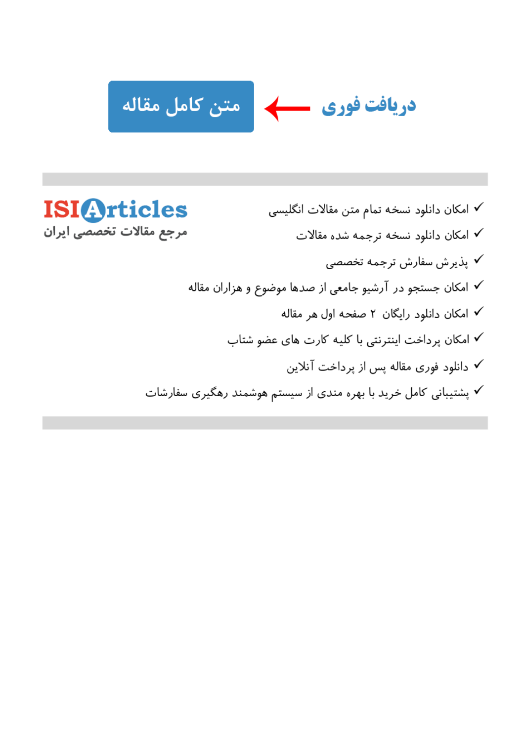**دریافت فوری** ← **متن کامل مقاله**

**ISIArticles**
**مرجع مقالات تخصصی ایران**

- ✓ امکان دانلود نسخه تمام متن مقالات انگلیسی
- ✓ امکان دانلود نسخه ترجمه شده مقالات
- ✓ پذیرش سفارش ترجمه تخصصی
- ✓ امکان جستجو در آرشیو جامعی از صدها موضوع و هزاران مقاله
- ✓ امکان دانلود رایگان ۲ صفحه اول هر مقاله
- ✓ امکان پرداخت اینترنتی با کلیه کارت های عضو شتاب
- ✓ دانلود فوری مقاله پس از پرداخت آنلاین
- ✓ پشتیبانی کامل خرید با بهره مندی از سیستم هوشمند رهگیری سفارشات